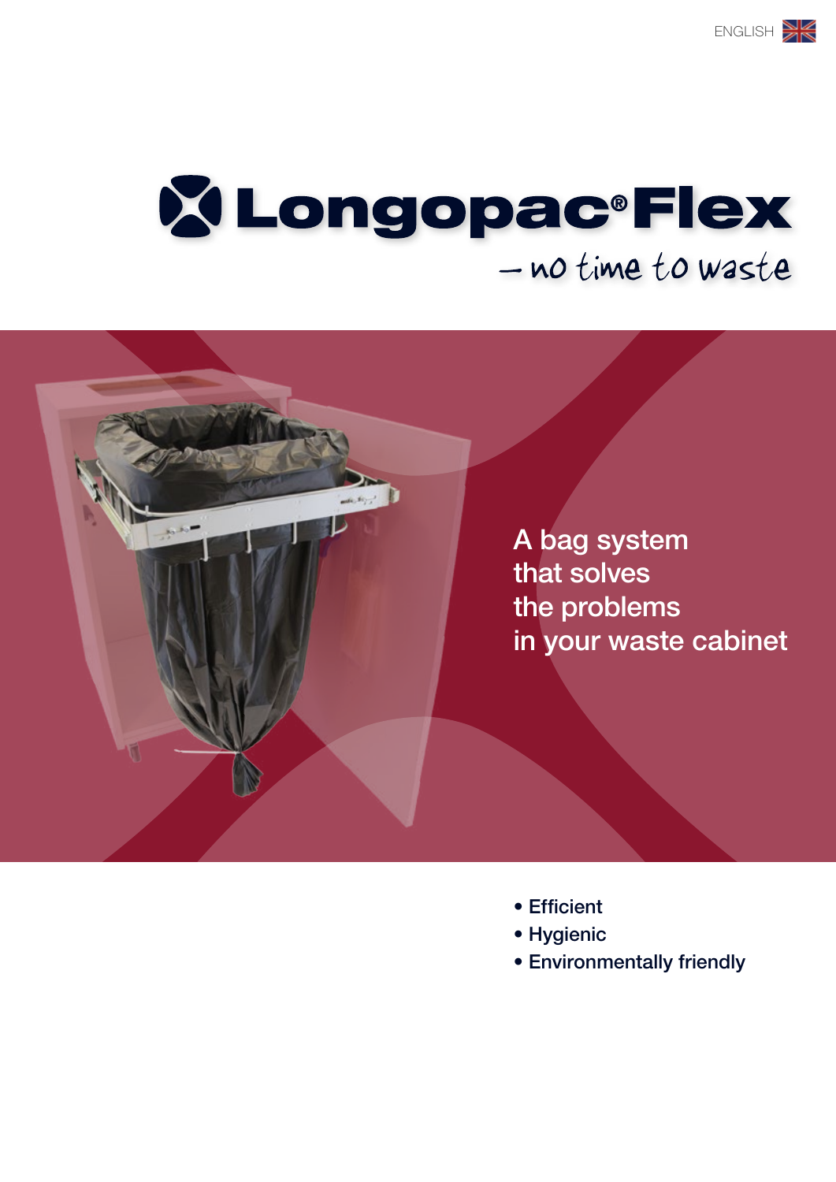ENGLISH

# Longopac® Flex

– no time to waste

## A bag system that solves the problems in your waste cabinet

- Efficient
- Hygienic
- Environmentally friendly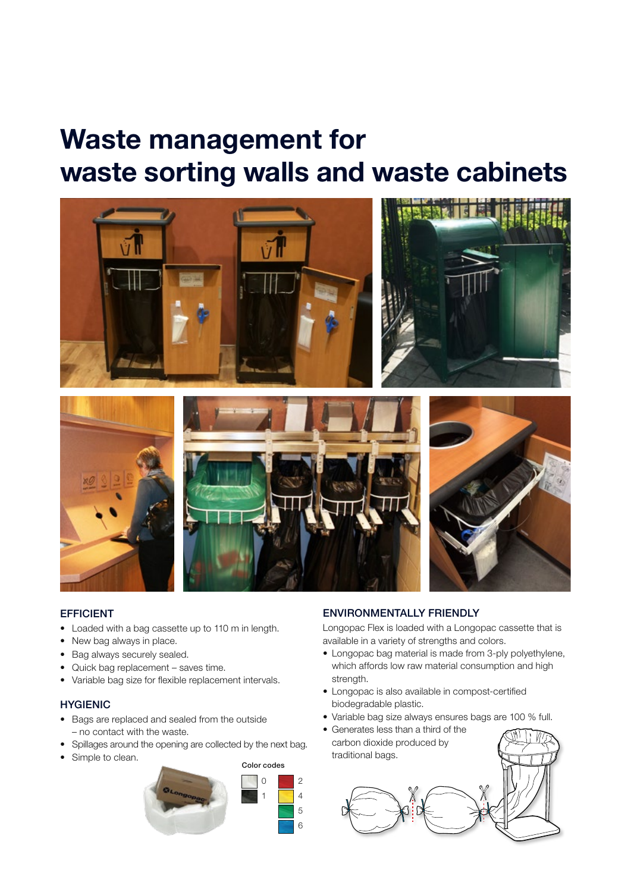# Waste management for waste sorting walls and waste cabinets

## EFFICIENT

- Loaded with a bag cassette up to 110 m in length.
- New bag always in place.
- Bag always securely sealed.
- Quick bag replacement – saves time.
- Variable bag size for flexible replacement intervals.

## HYGIENIC

- Bags are replaced and sealed from the outside – no contact with the waste.
- Spillages around the opening are collected by the next bag.
- Simple to clean.

Color codes

| | | | |
|---|---|---|---|
| 0 | | 2 | |
| 1 | | 4 | |
| | | 5 | |
| | | 6 | |

## ENVIRONMENTALLY FRIENDLY

Longopac Flex is loaded with a Longopac cassette that is available in a variety of strengths and colors.

- Longopac bag material is made from 3-ply polyethylene, which affords low raw material consumption and high strength.
- Longopac is also available in compost-certified biodegradable plastic.
- Variable bag size always ensures bags are 100 % full.
- Generates less than a third of the carbon dioxide produced by traditional bags.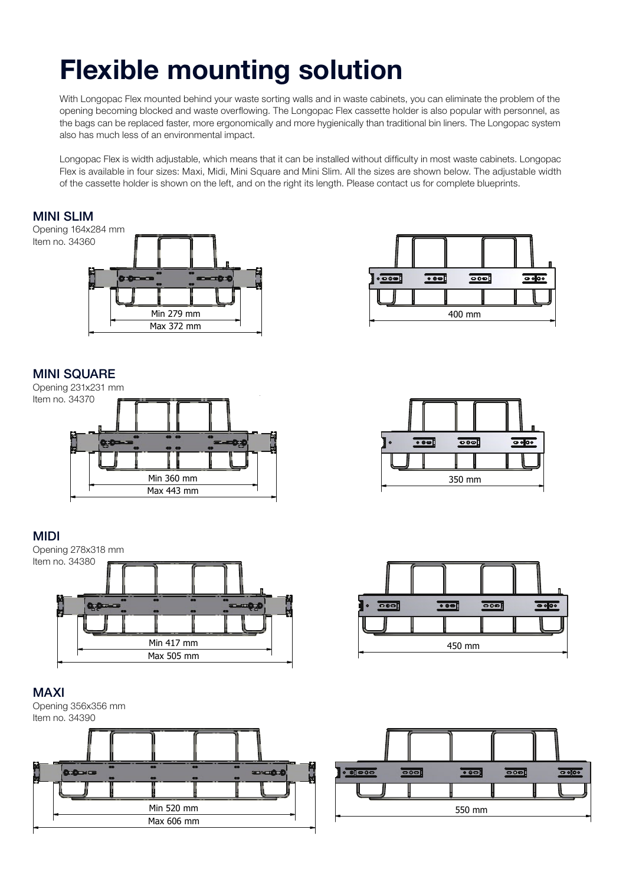# Flexible mounting solution

With Longopac Flex mounted behind your waste sorting walls and in waste cabinets, you can eliminate the problem of the opening becoming blocked and waste overflowing. The Longopac Flex cassette holder is also popular with personnel, as the bags can be replaced faster, more ergonomically and more hygienically than traditional bin liners. The Longopac system also has much less of an environmental impact.

Longopac Flex is width adjustable, which means that it can be installed without difficulty in most waste cabinets. Longopac Flex is available in four sizes: Maxi, Midi, Mini Square and Mini Slim. All the sizes are shown below. The adjustable width of the cassette holder is shown on the left, and on the right its length. Please contact us for complete blueprints.

## MINI SLIM

Opening 164x284 mm
Item no. 34360

Min 279 mm
Max 372 mm

400 mm

## MINI SQUARE

Opening 231x231 mm
Item no. 34370

Min 360 mm
Max 443 mm

350 mm

## MIDI

Opening 278x318 mm
Item no. 34380

Min 417 mm
Max 505 mm

450 mm

## MAXI

Opening 356x356 mm
Item no. 34390

Min 520 mm
Max 606 mm

550 mm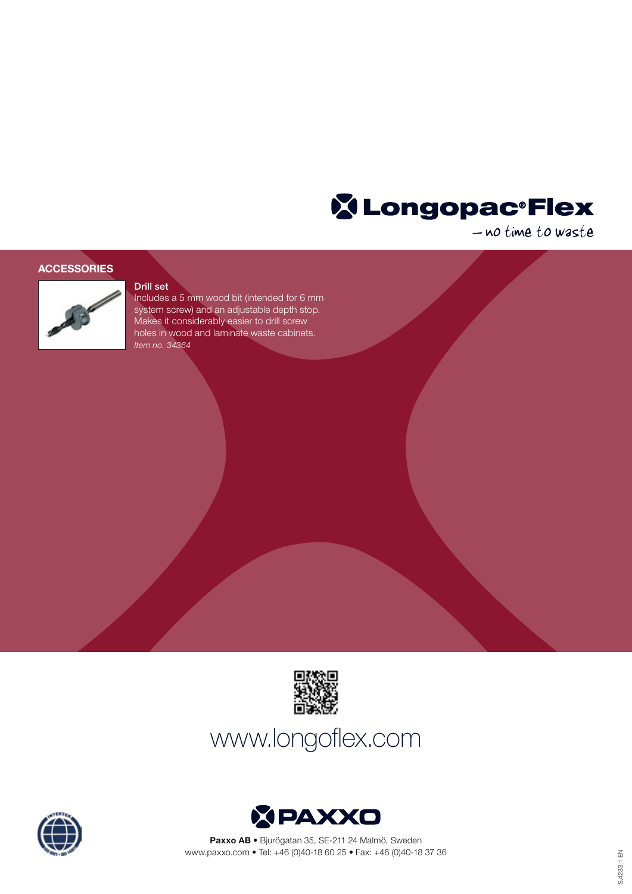Longopac®Flex

– no time to waste

## ACCESSORIES

**Drill set**
Includes a 5 mm wood bit (intended for 6 mm system screw) and an adjustable depth stop. Makes it considerably easier to drill screw holes in wood and laminate waste cabinets.
*Item no. 34364*

www.longoflex.com

PAXXO

**Paxxo AB** • Bjurögatan 35, SE-211 24 Malmö, Sweden
www.paxxo.com • Tel: +46 (0)40-18 60 25 • Fax: +46 (0)40-18 37 36

S.4233:1 EN